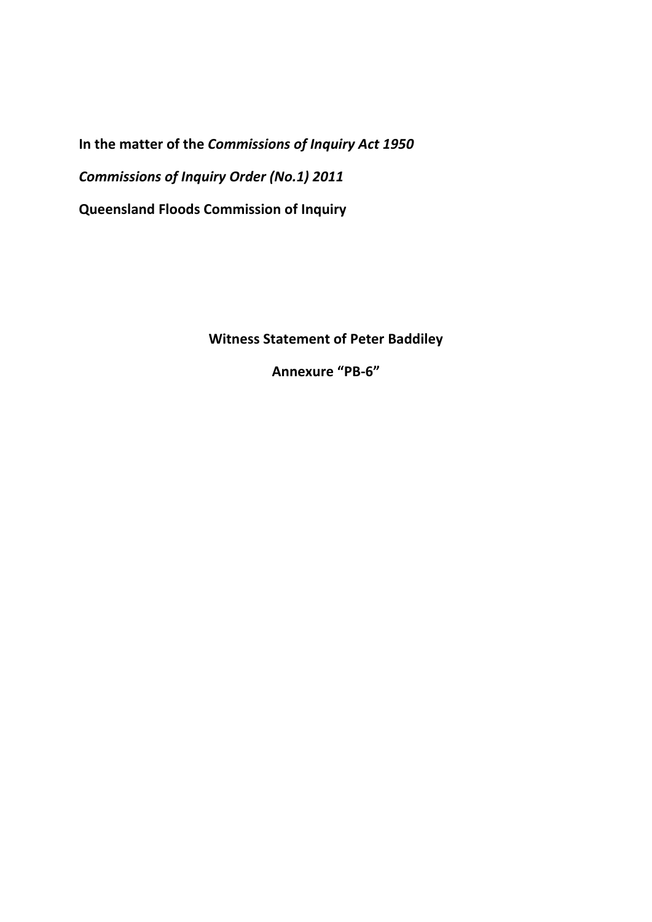**In the matter of the *Commissions of Inquiry Act 1950***

***Commissions of Inquiry Order (No.1) 2011***

**Queensland Floods Commission of Inquiry**

**Witness Statement of Peter Baddiley**

**Annexure "PB-6"**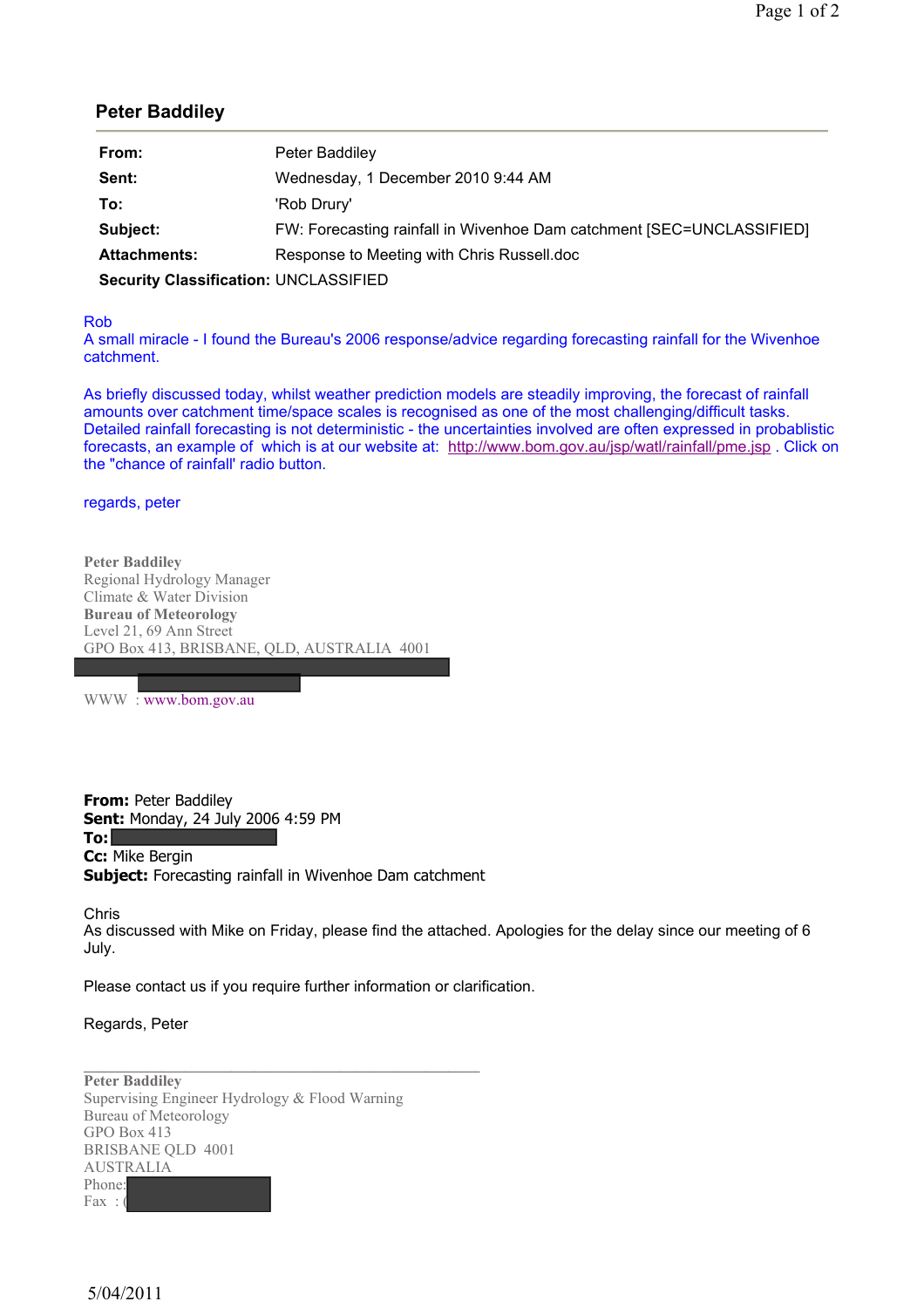## Peter Baddiley

| | |
|---|---|
| **From:** | Peter Baddiley |
| **Sent:** | Wednesday, 1 December 2010 9:44 AM |
| **To:** | 'Rob Drury' |
| **Subject:** | FW: Forecasting rainfall in Wivenhoe Dam catchment [SEC=UNCLASSIFIED] |
| **Attachments:** | Response to Meeting with Chris Russell.doc |
| **Security Classification:** | UNCLASSIFIED |

Rob
A small miracle - I found the Bureau's 2006 response/advice regarding forecasting rainfall for the Wivenhoe catchment.

As briefly discussed today, whilst weather prediction models are steadily improving, the forecast of rainfall amounts over catchment time/space scales is recognised as one of the most challenging/difficult tasks. Detailed rainfall forecasting is not deterministic - the uncertainties involved are often expressed in probablistic forecasts, an example of which is at our website at: http://www.bom.gov.au/jsp/watl/rainfall/pme.jsp . Click on the "chance of rainfall' radio button.

regards, peter

**Peter Baddiley**
Regional Hydrology Manager
Climate & Water Division
**Bureau of Meteorology**
Level 21, 69 Ann Street
GPO Box 413, BRISBANE, QLD, AUSTRALIA 4001

WWW : www.bom.gov.au

**From:** Peter Baddiley
**Sent:** Monday, 24 July 2006 4:59 PM
**To:**
**Cc:** Mike Bergin
**Subject:** Forecasting rainfall in Wivenhoe Dam catchment

Chris
As discussed with Mike on Friday, please find the attached. Apologies for the delay since our meeting of 6 July.

Please contact us if you require further information or clarification.

Regards, Peter

---

**Peter Baddiley**
Supervising Engineer Hydrology & Flood Warning
Bureau of Meteorology
GPO Box 413
BRISBANE QLD 4001
AUSTRALIA
Phone:
Fax : (

5/04/2011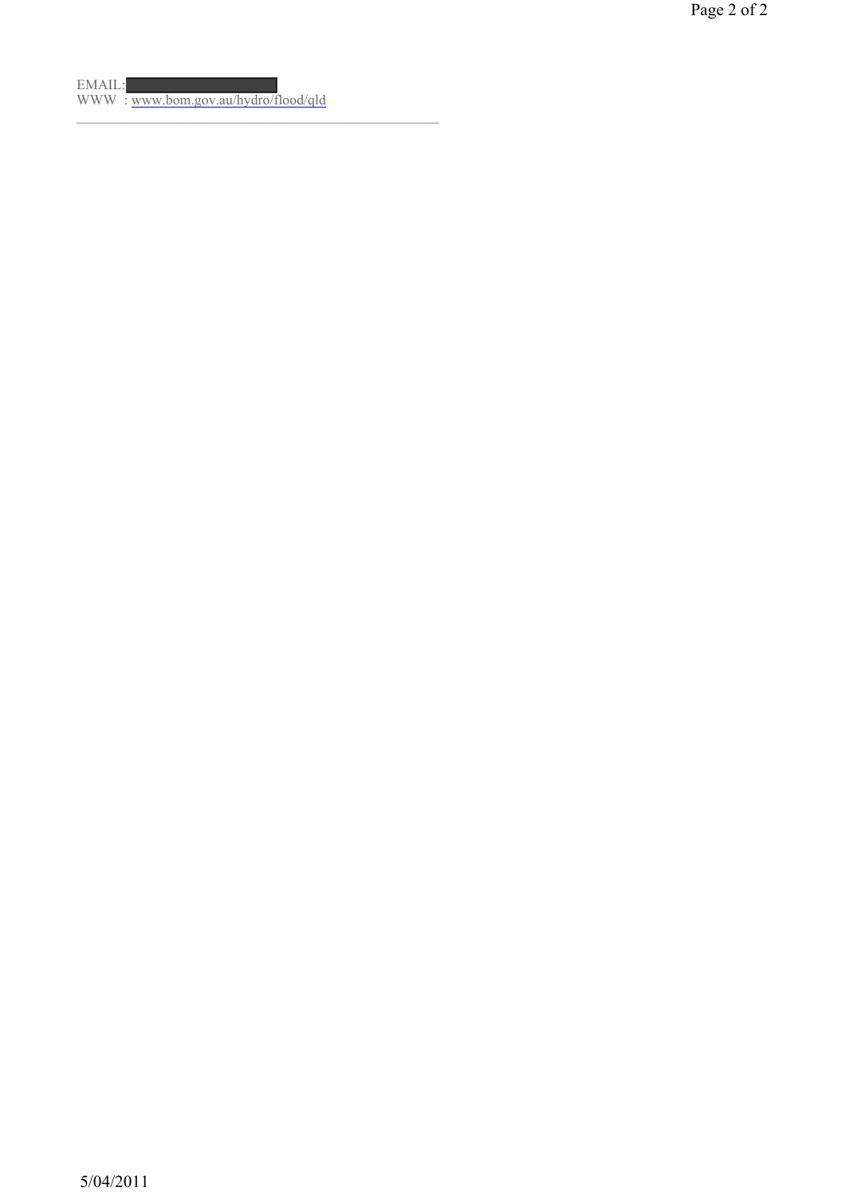EMAIL: [redacted]
WWW : www.bom.gov.au/hydro/flood/qld

---